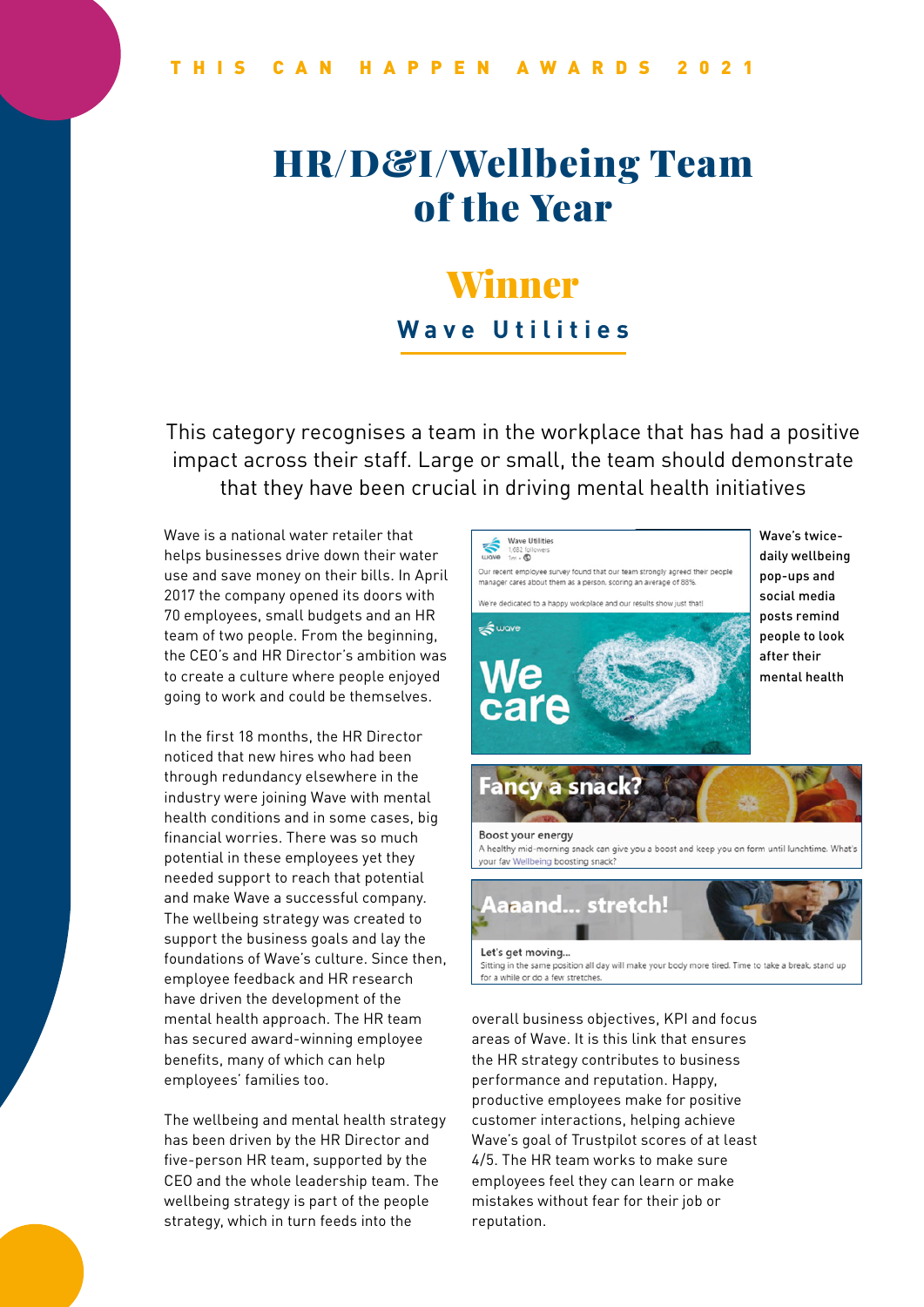THIS CAN HAPPEN AWARDS 2021

# HR/D&I/Wellbeing Team of the Year

## Winner

### Wave Utilities

This category recognises a team in the workplace that has had a positive impact across their staff. Large or small, the team should demonstrate that they have been crucial in driving mental health initiatives

Wave is a national water retailer that helps businesses drive down their water use and save money on their bills. In April 2017 the company opened its doors with 70 employees, small budgets and an HR team of two people. From the beginning, the CEO's and HR Director's ambition was to create a culture where people enjoyed going to work and could be themselves.

In the first 18 months, the HR Director noticed that new hires who had been through redundancy elsewhere in the industry were joining Wave with mental health conditions and in some cases, big financial worries. There was so much potential in these employees yet they needed support to reach that potential and make Wave a successful company. The wellbeing strategy was created to support the business goals and lay the foundations of Wave's culture. Since then, employee feedback and HR research have driven the development of the mental health approach. The HR team has secured award-winning employee benefits, many of which can help employees' families too.

The wellbeing and mental health strategy has been driven by the HR Director and five-person HR team, supported by the CEO and the whole leadership team. The wellbeing strategy is part of the people strategy, which in turn feeds into the overall business objectives, KPI and focus areas of Wave. It is this link that ensures the HR strategy contributes to business performance and reputation. Happy, productive employees make for positive customer interactions, helping achieve Wave's goal of Trustpilot scores of at least 4/5. The HR team works to make sure employees feel they can learn or make mistakes without fear for their job or reputation.

Wave's twice-daily wellbeing pop-ups and social media posts remind people to look after their mental health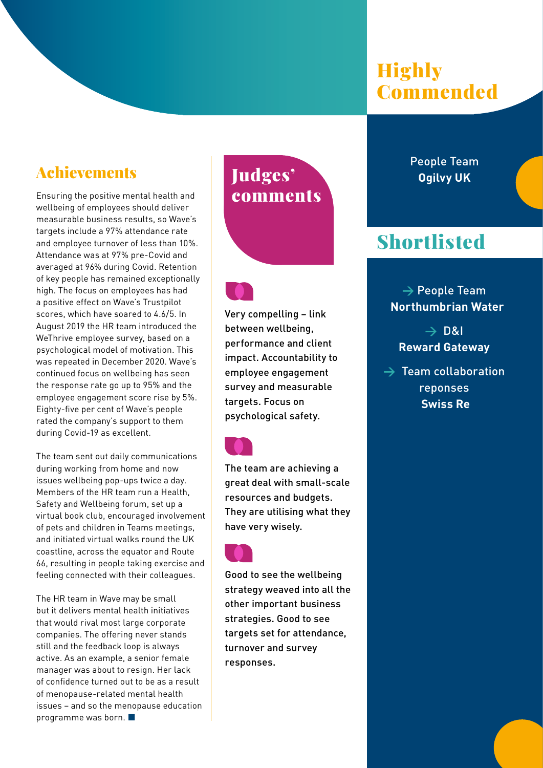## Achievements

Ensuring the positive mental health and wellbeing of employees should deliver measurable business results, so Wave's targets include a 97% attendance rate and employee turnover of less than 10%. Attendance was at 97% pre-Covid and averaged at 96% during Covid. Retention of key people has remained exceptionally high. The focus on employees has had a positive effect on Wave's Trustpilot scores, which have soared to 4.6/5. In August 2019 the HR team introduced the WeThrive employee survey, based on a psychological model of motivation. This was repeated in December 2020. Wave's continued focus on wellbeing has seen the response rate go up to 95% and the employee engagement score rise by 5%. Eighty-five per cent of Wave's people rated the company's support to them during Covid-19 as excellent.

The team sent out daily communications during working from home and now issues wellbeing pop-ups twice a day. Members of the HR team run a Health, Safety and Wellbeing forum, set up a virtual book club, encouraged involvement of pets and children in Teams meetings, and initiated virtual walks round the UK coastline, across the equator and Route 66, resulting in people taking exercise and feeling connected with their colleagues.

The HR team in Wave may be small but it delivers mental health initiatives that would rival most large corporate companies. The offering never stands still and the feedback loop is always active. As an example, a senior female manager was about to resign. Her lack of confidence turned out to be as a result of menopause-related mental health issues – and so the menopause education programme was born. ■

## Judges' comments

Very compelling – link between wellbeing, performance and client impact. Accountability to employee engagement survey and measurable targets. Focus on psychological safety.

The team are achieving a great deal with small-scale resources and budgets. They are utilising what they have very wisely.

Good to see the wellbeing strategy weaved into all the other important business strategies. Good to see targets set for attendance, turnover and survey responses.

## Highly Commended

People Team
**Ogilvy UK**

## Shortlisted

→ People Team
**Northumbrian Water**

→ D&I
**Reward Gateway**

→ Team collaboration reponses
**Swiss Re**